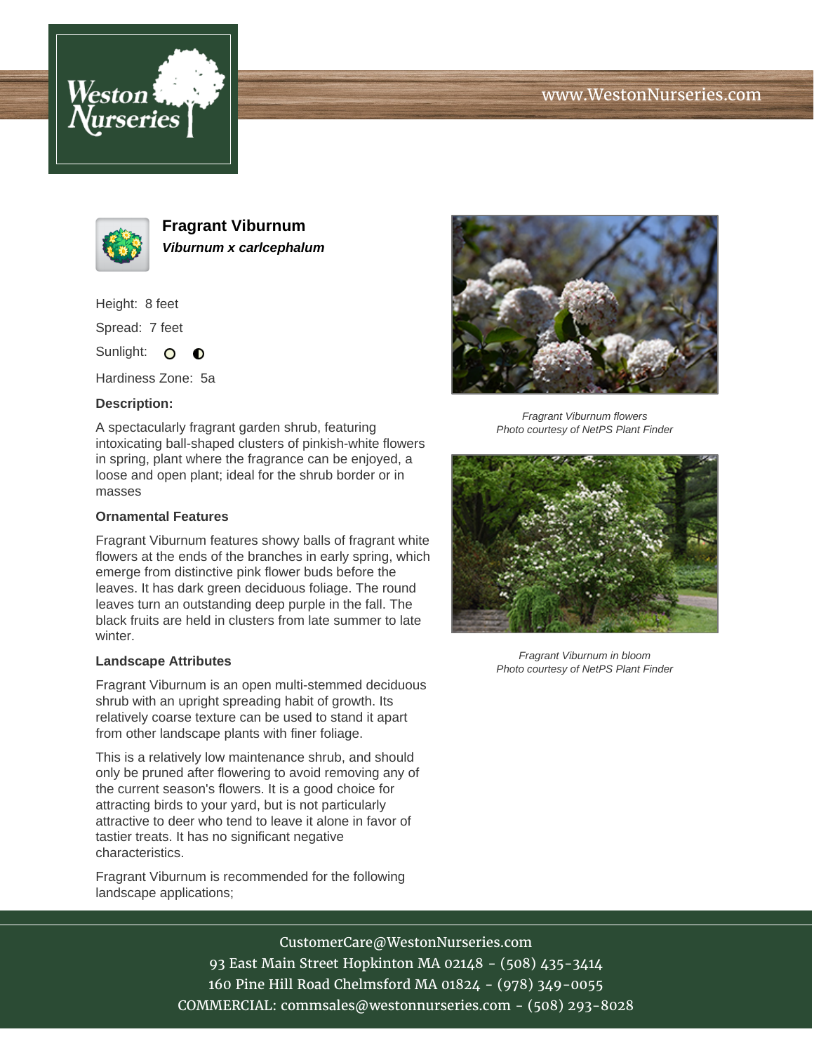# Fragrant Viburnum

***Viburnum x carlcephalum***

Height: 8 feet

Spread: 7 feet

Sunlight: ○ ◐

Hardiness Zone: 5a

**Description:**

A spectacularly fragrant garden shrub, featuring intoxicating ball-shaped clusters of pinkish-white flowers in spring, plant where the fragrance can be enjoyed, a loose and open plant; ideal for the shrub border or in masses

**Ornamental Features**

Fragrant Viburnum features showy balls of fragrant white flowers at the ends of the branches in early spring, which emerge from distinctive pink flower buds before the leaves. It has dark green deciduous foliage. The round leaves turn an outstanding deep purple in the fall. The black fruits are held in clusters from late summer to late winter.

**Landscape Attributes**

Fragrant Viburnum is an open multi-stemmed deciduous shrub with an upright spreading habit of growth. Its relatively coarse texture can be used to stand it apart from other landscape plants with finer foliage.

This is a relatively low maintenance shrub, and should only be pruned after flowering to avoid removing any of the current season's flowers. It is a good choice for attracting birds to your yard, but is not particularly attractive to deer who tend to leave it alone in favor of tastier treats. It has no significant negative characteristics.

Fragrant Viburnum is recommended for the following landscape applications;

*Fragrant Viburnum flowers*
*Photo courtesy of NetPS Plant Finder*

*Fragrant Viburnum in bloom*
*Photo courtesy of NetPS Plant Finder*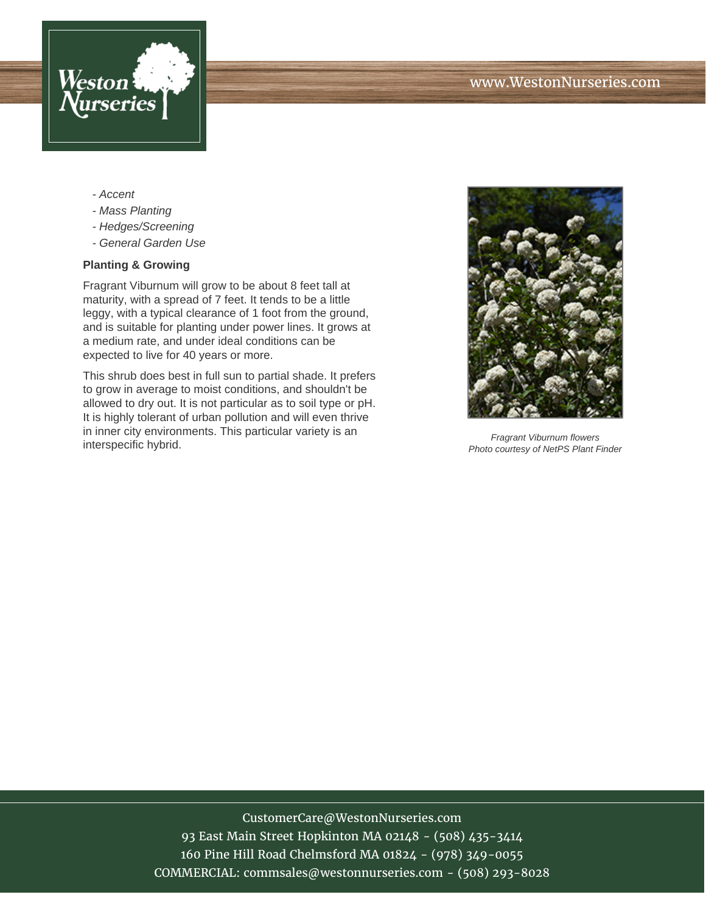- *Accent*
- *Mass Planting*
- *Hedges/Screening*
- *General Garden Use*

**Planting & Growing**

Fragrant Viburnum will grow to be about 8 feet tall at maturity, with a spread of 7 feet. It tends to be a little leggy, with a typical clearance of 1 foot from the ground, and is suitable for planting under power lines. It grows at a medium rate, and under ideal conditions can be expected to live for 40 years or more.

This shrub does best in full sun to partial shade. It prefers to grow in average to moist conditions, and shouldn't be allowed to dry out. It is not particular as to soil type or pH. It is highly tolerant of urban pollution and will even thrive in inner city environments. This particular variety is an interspecific hybrid.

*Fragrant Viburnum flowers*
*Photo courtesy of NetPS Plant Finder*

CustomerCare@WestonNurseries.com
93 East Main Street Hopkinton MA 02148 - (508) 435-3414
160 Pine Hill Road Chelmsford MA 01824 - (978) 349-0055
COMMERCIAL: commsales@westonnurseries.com - (508) 293-8028